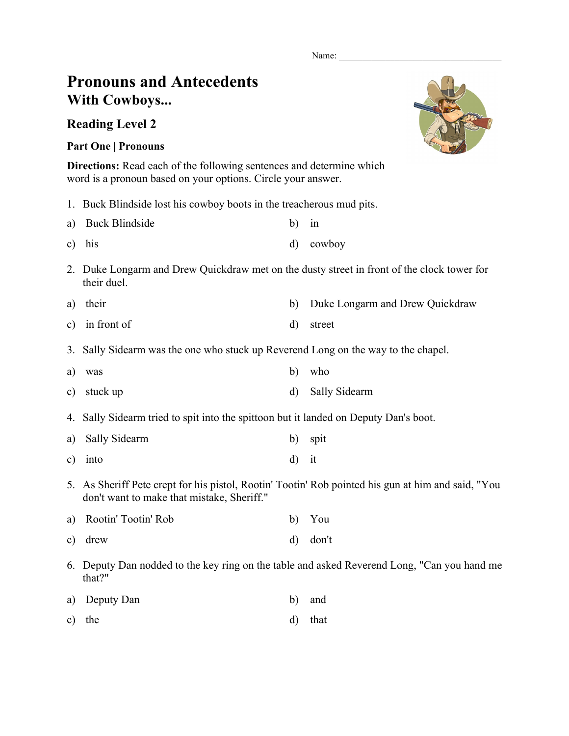Name: ___________________________________

# Pronouns and Antecedents
## With Cowboys...

### Reading Level 2

**Part One | Pronouns**

**Directions:** Read each of the following sentences and determine which word is a pronoun based on your options. Circle your answer.

1. Buck Blindside lost his cowboy boots in the treacherous mud pits.

a) Buck Blindside
b) in
c) his
d) cowboy

2. Duke Longarm and Drew Quickdraw met on the dusty street in front of the clock tower for their duel.

a) their
b) Duke Longarm and Drew Quickdraw
c) in front of
d) street

3. Sally Sidearm was the one who stuck up Reverend Long on the way to the chapel.

a) was
b) who
c) stuck up
d) Sally Sidearm

4. Sally Sidearm tried to spit into the spittoon but it landed on Deputy Dan's boot.

a) Sally Sidearm
b) spit
c) into
d) it

5. As Sheriff Pete crept for his pistol, Rootin' Tootin' Rob pointed his gun at him and said, "You don't want to make that mistake, Sheriff."

a) Rootin' Tootin' Rob
b) You
c) drew
d) don't

6. Deputy Dan nodded to the key ring on the table and asked Reverend Long, "Can you hand me that?"

a) Deputy Dan
b) and
c) the
d) that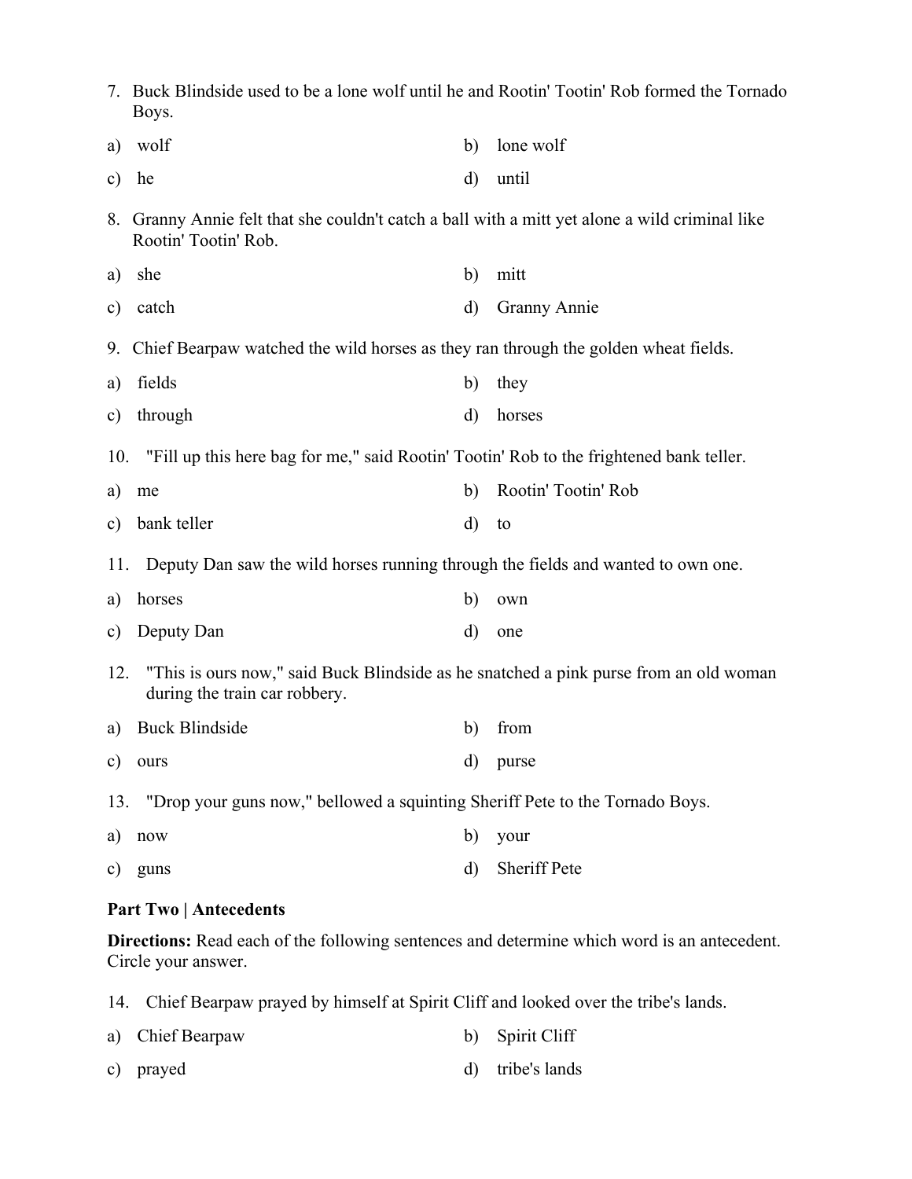7. Buck Blindside used to be a lone wolf until he and Rootin' Tootin' Rob formed the Tornado Boys.

a) wolf b) lone wolf

c) he d) until

8. Granny Annie felt that she couldn't catch a ball with a mitt yet alone a wild criminal like Rootin' Tootin' Rob.

a) she b) mitt

c) catch d) Granny Annie

9. Chief Bearpaw watched the wild horses as they ran through the golden wheat fields.

a) fields b) they

c) through d) horses

10. "Fill up this here bag for me," said Rootin' Tootin' Rob to the frightened bank teller.

a) me b) Rootin' Tootin' Rob

c) bank teller d) to

11. Deputy Dan saw the wild horses running through the fields and wanted to own one.

a) horses b) own

c) Deputy Dan d) one

12. "This is ours now," said Buck Blindside as he snatched a pink purse from an old woman during the train car robbery.

a) Buck Blindside b) from

c) ours d) purse

13. "Drop your guns now," bellowed a squinting Sheriff Pete to the Tornado Boys.

a) now b) your

c) guns d) Sheriff Pete

**Part Two | Antecedents**

**Directions:** Read each of the following sentences and determine which word is an antecedent. Circle your answer.

14. Chief Bearpaw prayed by himself at Spirit Cliff and looked over the tribe's lands.

a) Chief Bearpaw b) Spirit Cliff

c) prayed d) tribe's lands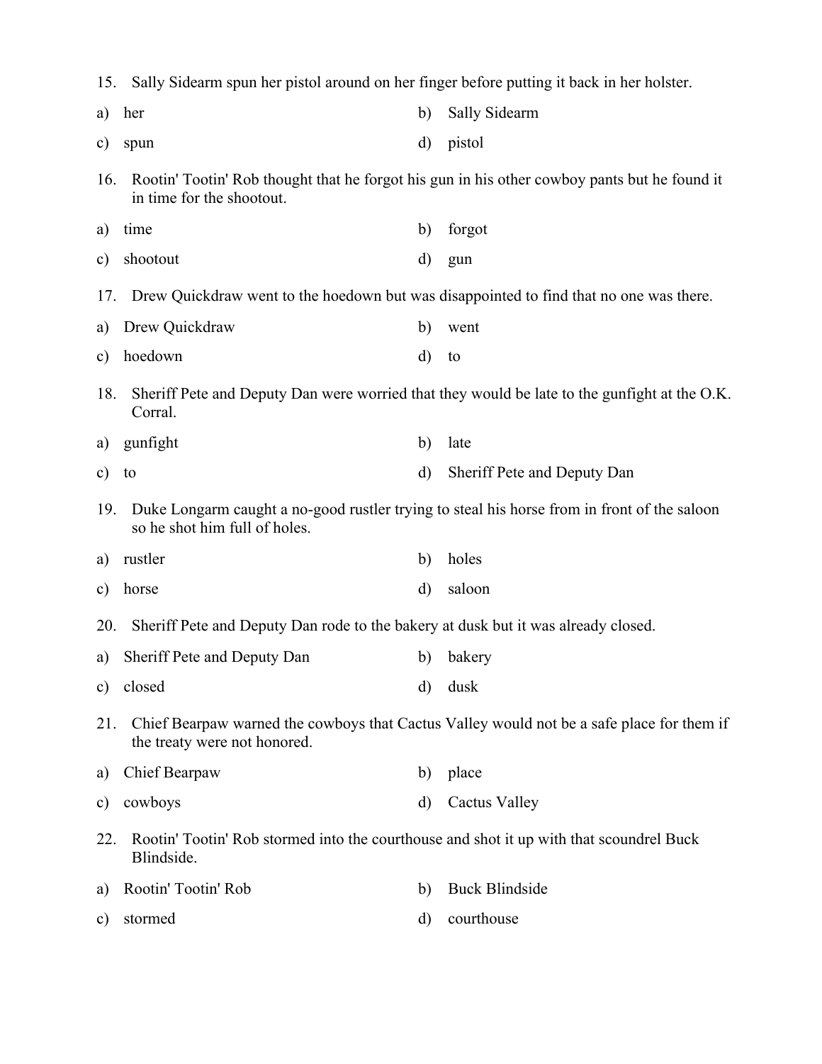15. Sally Sidearm spun her pistol around on her finger before putting it back in her holster.

a) her
b) Sally Sidearm
c) spun
d) pistol

16. Rootin' Tootin' Rob thought that he forgot his gun in his other cowboy pants but he found it in time for the shootout.

a) time
b) forgot
c) shootout
d) gun

17. Drew Quickdraw went to the hoedown but was disappointed to find that no one was there.

a) Drew Quickdraw
b) went
c) hoedown
d) to

18. Sheriff Pete and Deputy Dan were worried that they would be late to the gunfight at the O.K. Corral.

a) gunfight
b) late
c) to
d) Sheriff Pete and Deputy Dan

19. Duke Longarm caught a no-good rustler trying to steal his horse from in front of the saloon so he shot him full of holes.

a) rustler
b) holes
c) horse
d) saloon

20. Sheriff Pete and Deputy Dan rode to the bakery at dusk but it was already closed.

a) Sheriff Pete and Deputy Dan
b) bakery
c) closed
d) dusk

21. Chief Bearpaw warned the cowboys that Cactus Valley would not be a safe place for them if the treaty were not honored.

a) Chief Bearpaw
b) place
c) cowboys
d) Cactus Valley

22. Rootin' Tootin' Rob stormed into the courthouse and shot it up with that scoundrel Buck Blindside.

a) Rootin' Tootin' Rob
b) Buck Blindside
c) stormed
d) courthouse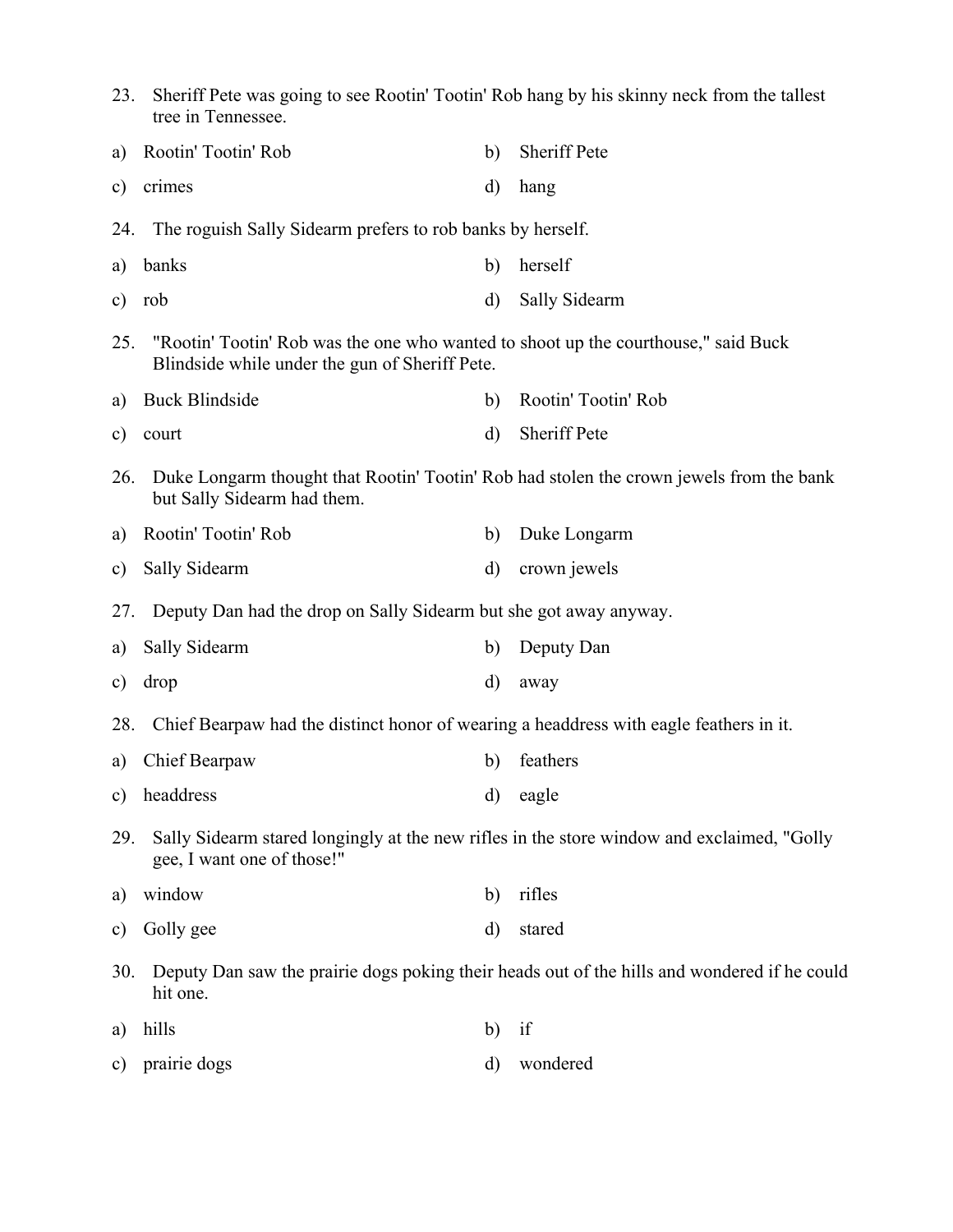23. Sheriff Pete was going to see Rootin' Tootin' Rob hang by his skinny neck from the tallest tree in Tennessee.

a) Rootin' Tootin' Rob
b) Sheriff Pete
c) crimes
d) hang

24. The roguish Sally Sidearm prefers to rob banks by herself.

a) banks
b) herself
c) rob
d) Sally Sidearm

25. "Rootin' Tootin' Rob was the one who wanted to shoot up the courthouse," said Buck Blindside while under the gun of Sheriff Pete.

a) Buck Blindside
b) Rootin' Tootin' Rob
c) court
d) Sheriff Pete

26. Duke Longarm thought that Rootin' Tootin' Rob had stolen the crown jewels from the bank but Sally Sidearm had them.

a) Rootin' Tootin' Rob
b) Duke Longarm
c) Sally Sidearm
d) crown jewels

27. Deputy Dan had the drop on Sally Sidearm but she got away anyway.

a) Sally Sidearm
b) Deputy Dan
c) drop
d) away

28. Chief Bearpaw had the distinct honor of wearing a headdress with eagle feathers in it.

a) Chief Bearpaw
b) feathers
c) headdress
d) eagle

29. Sally Sidearm stared longingly at the new rifles in the store window and exclaimed, "Golly gee, I want one of those!"

a) window
b) rifles
c) Golly gee
d) stared

30. Deputy Dan saw the prairie dogs poking their heads out of the hills and wondered if he could hit one.

a) hills
b) if
c) prairie dogs
d) wondered